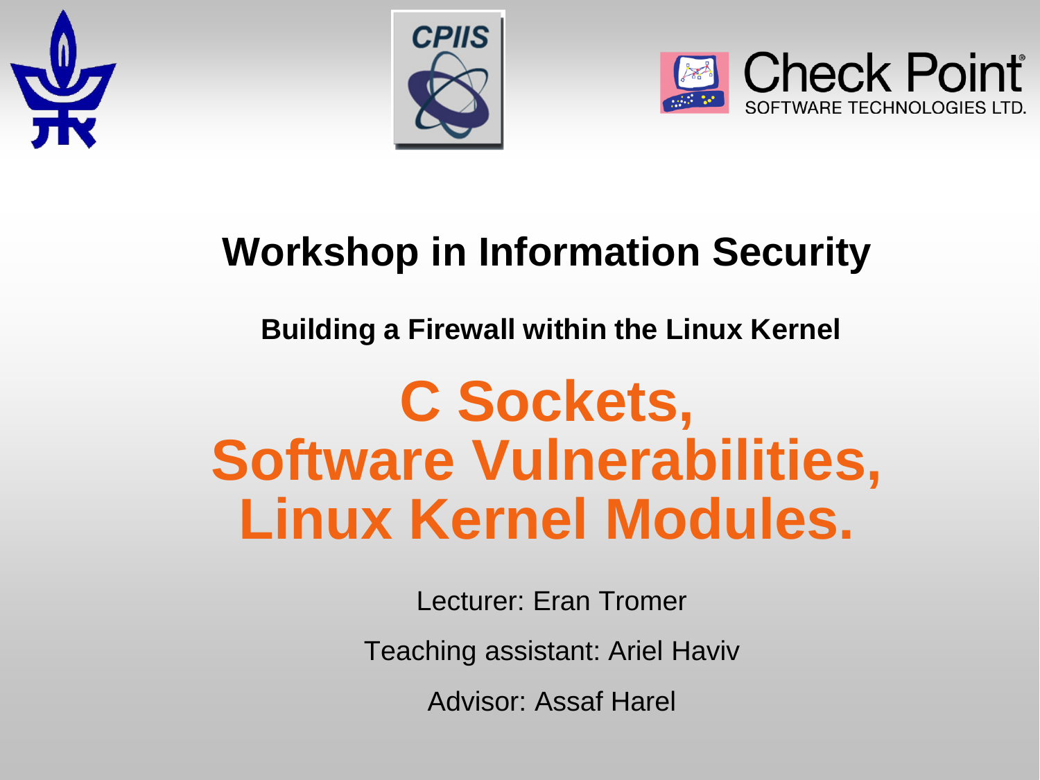# Workshop in Information Security

## Building a Firewall within the Linux Kernel

# C Sockets, Software Vulnerabilities, Linux Kernel Modules.

Lecturer: Eran Tromer

Teaching assistant: Ariel Haviv

Advisor: Assaf Harel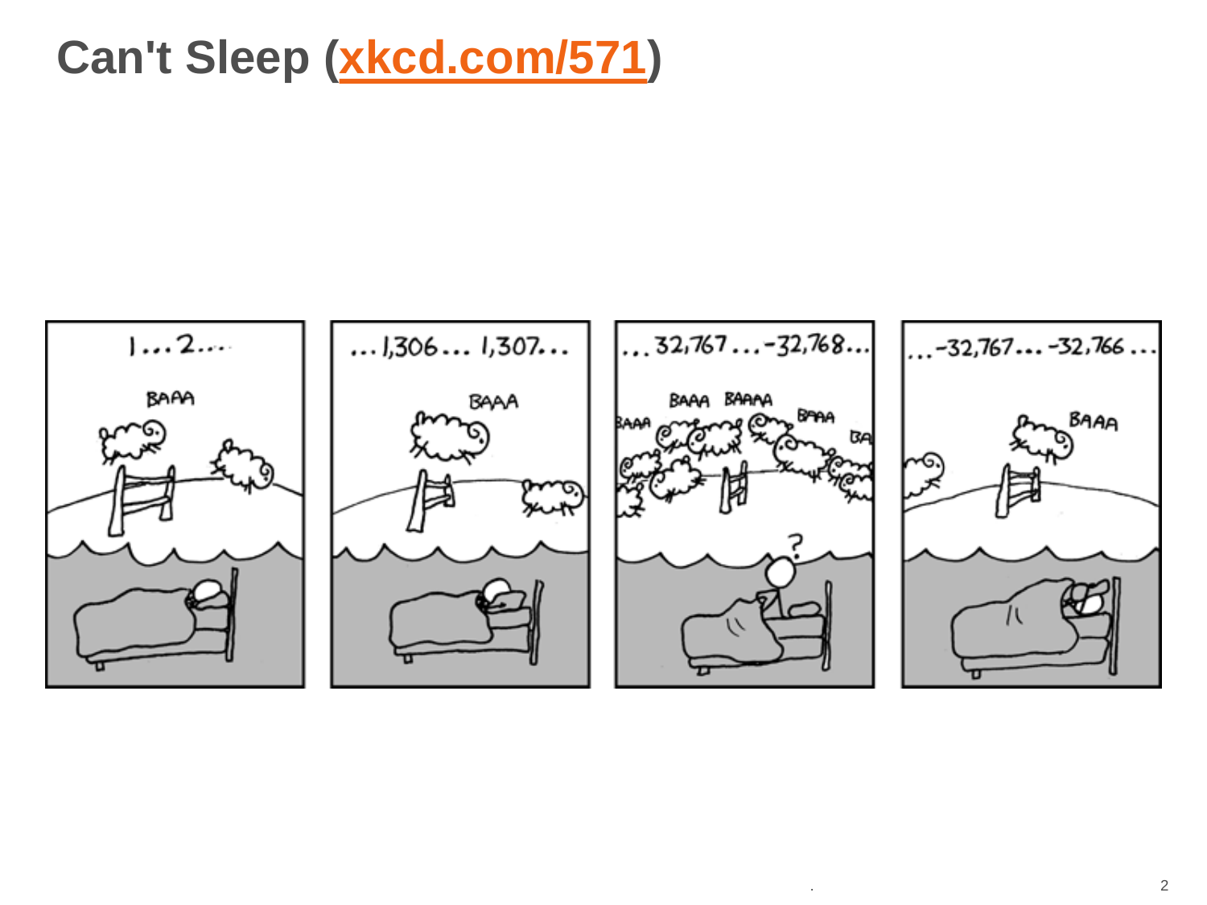# Can't Sleep (xkcd.com/571)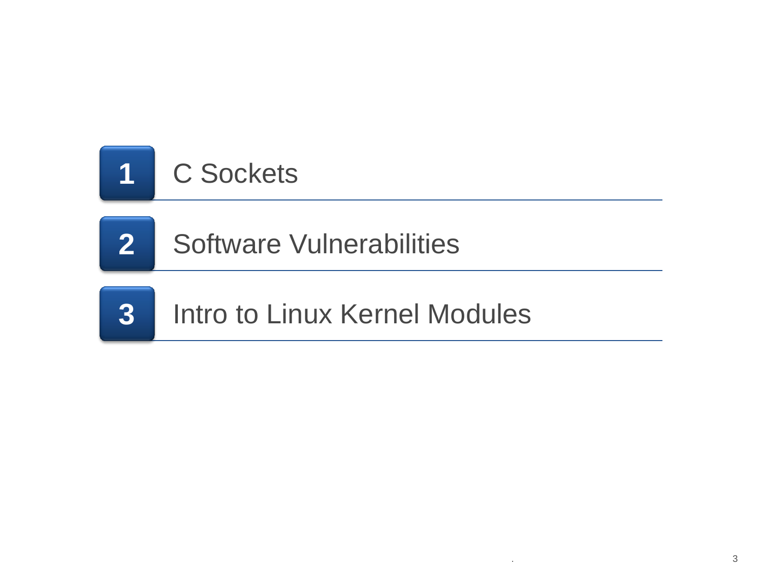1. C Sockets
2. Software Vulnerabilities
3. Intro to Linux Kernel Modules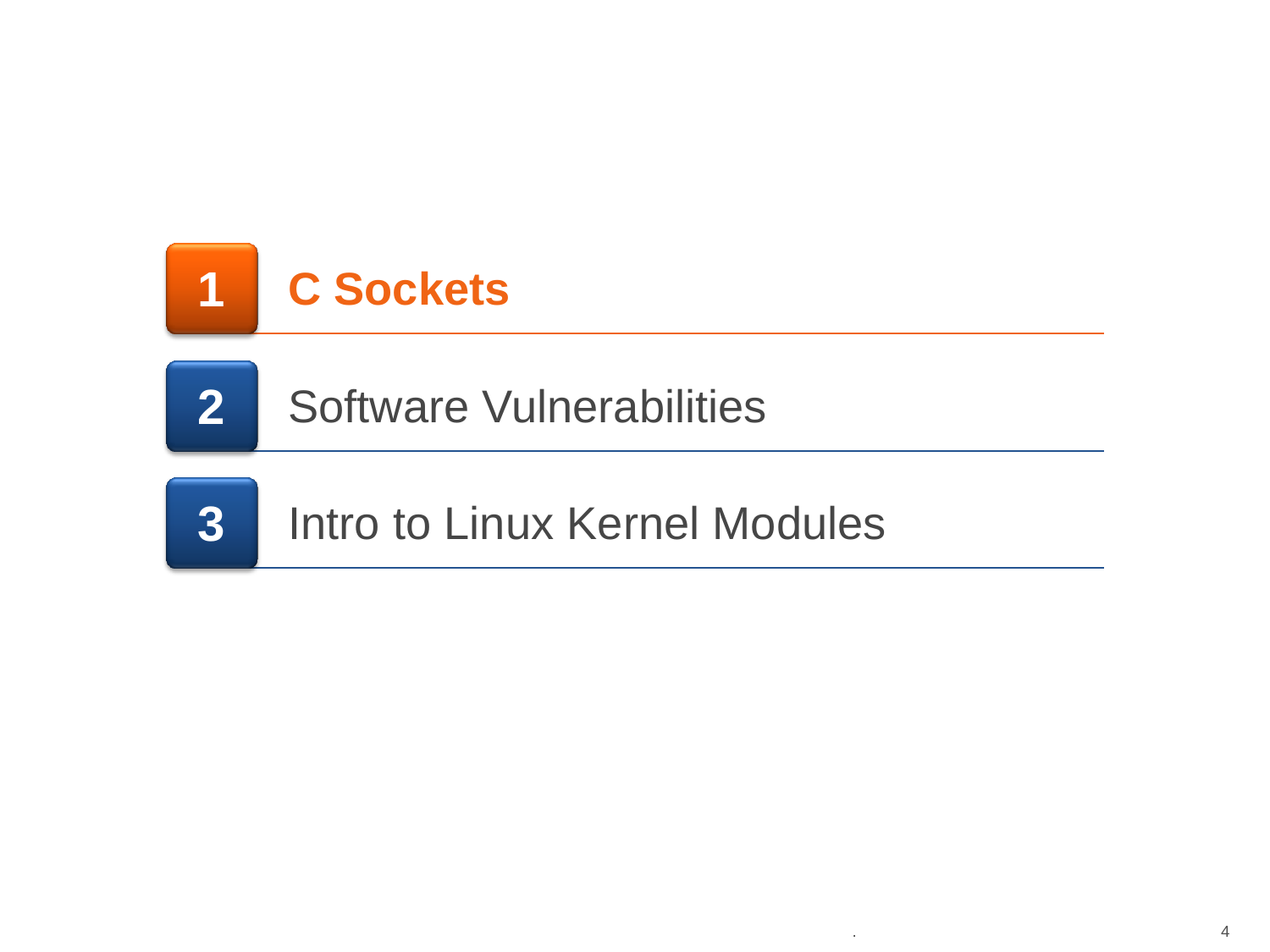1. **C Sockets**
2. Software Vulnerabilities
3. Intro to Linux Kernel Modules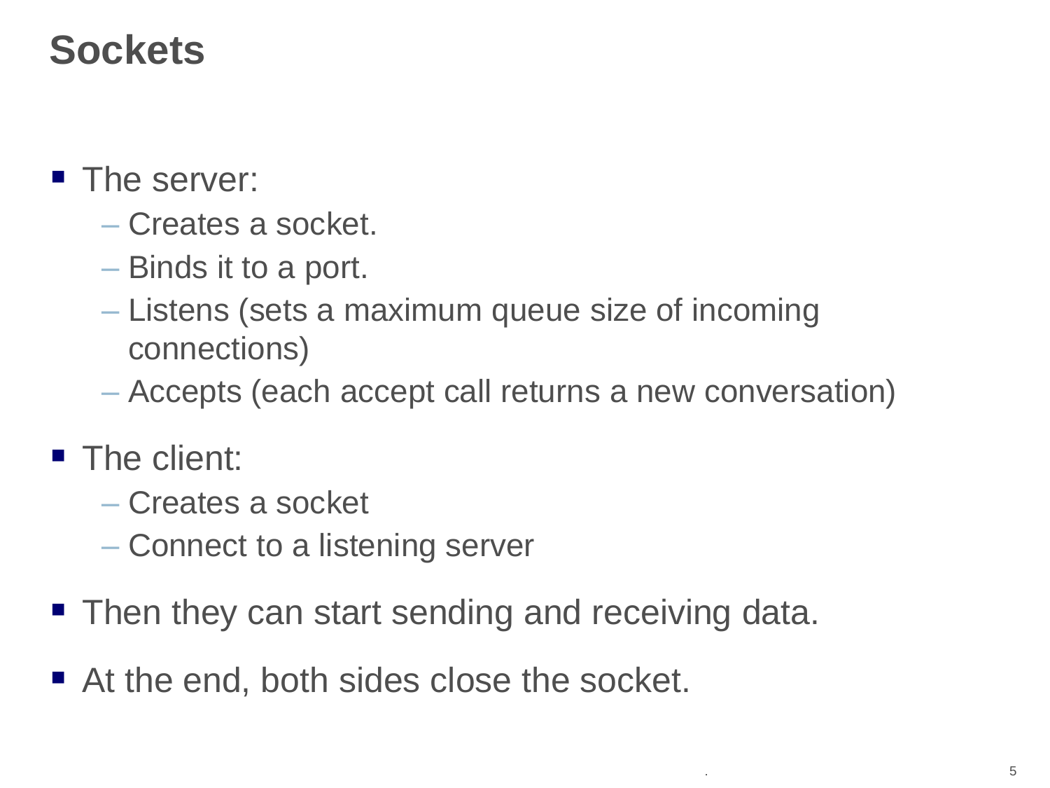# Sockets

- The server:
  - Creates a socket.
  - Binds it to a port.
  - Listens (sets a maximum queue size of incoming connections)
  - Accepts (each accept call returns a new conversation)
- The client:
  - Creates a socket
  - Connect to a listening server
- Then they can start sending and receiving data.
- At the end, both sides close the socket.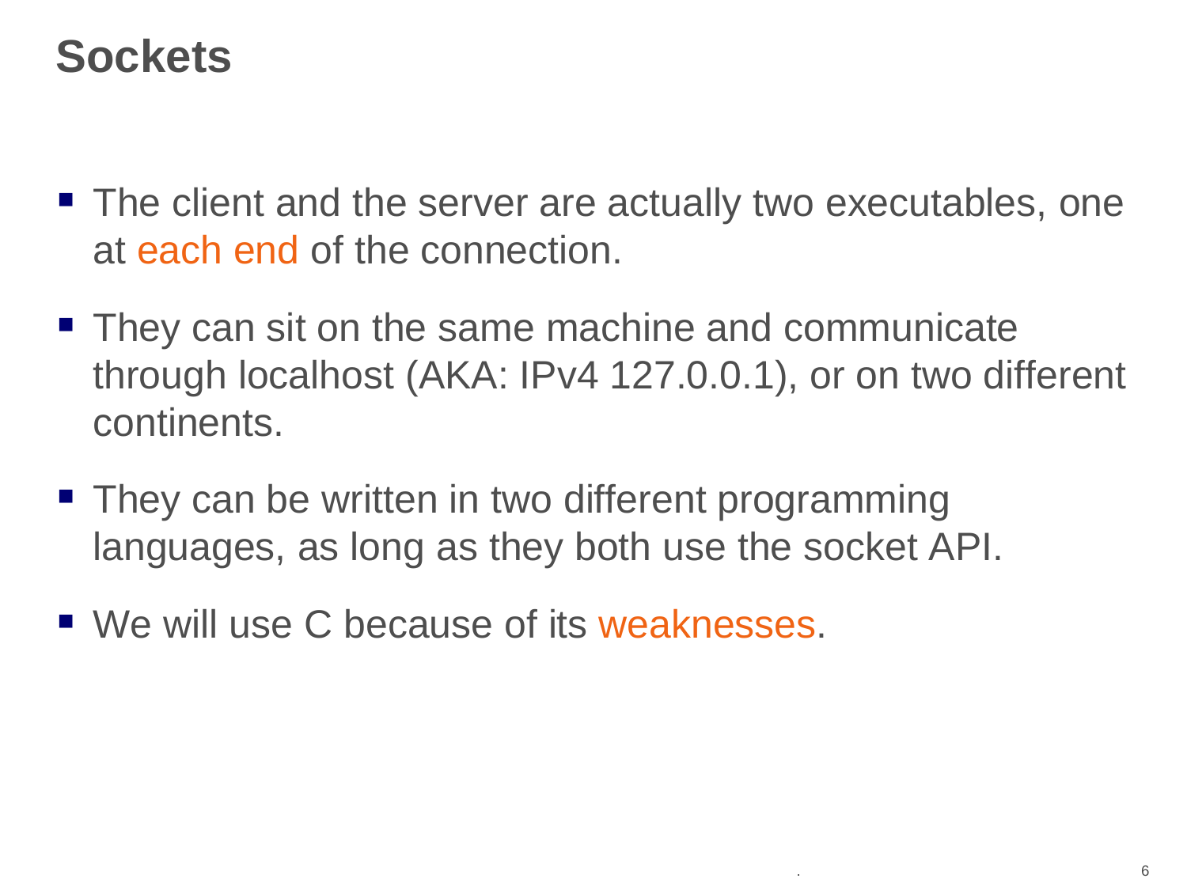# Sockets

- The client and the server are actually two executables, one at each end of the connection.
- They can sit on the same machine and communicate through localhost (AKA: IPv4 127.0.0.1), or on two different continents.
- They can be written in two different programming languages, as long as they both use the socket API.
- We will use C because of its weaknesses.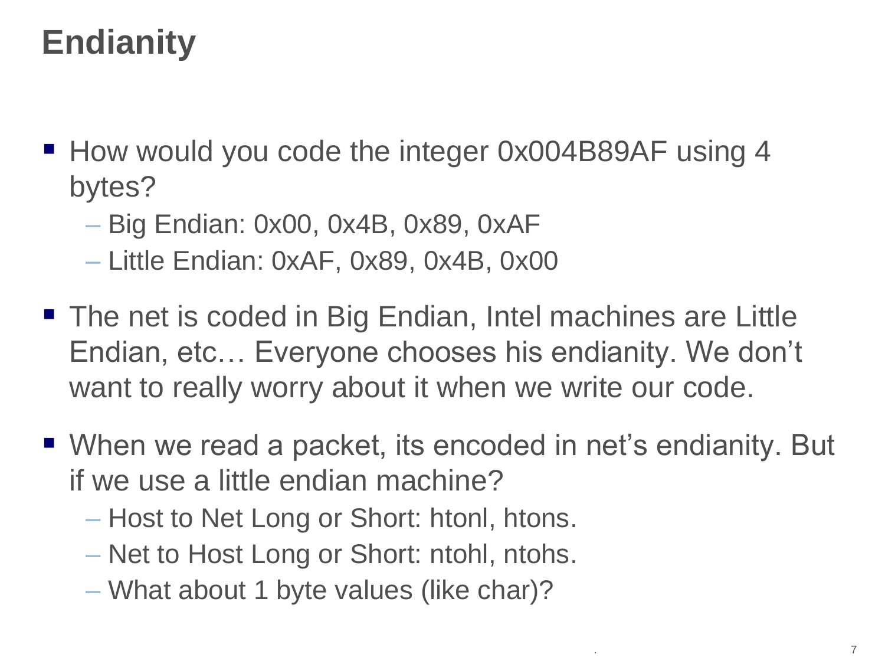# Endianity

- How would you code the integer 0x004B89AF using 4 bytes?
  - Big Endian: 0x00, 0x4B, 0x89, 0xAF
  - Little Endian: 0xAF, 0x89, 0x4B, 0x00
- The net is coded in Big Endian, Intel machines are Little Endian, etc… Everyone chooses his endianity. We don't want to really worry about it when we write our code.
- When we read a packet, its encoded in net's endianity. But if we use a little endian machine?
  - Host to Net Long or Short: htonl, htons.
  - Net to Host Long or Short: ntohl, ntohs.
  - What about 1 byte values (like char)?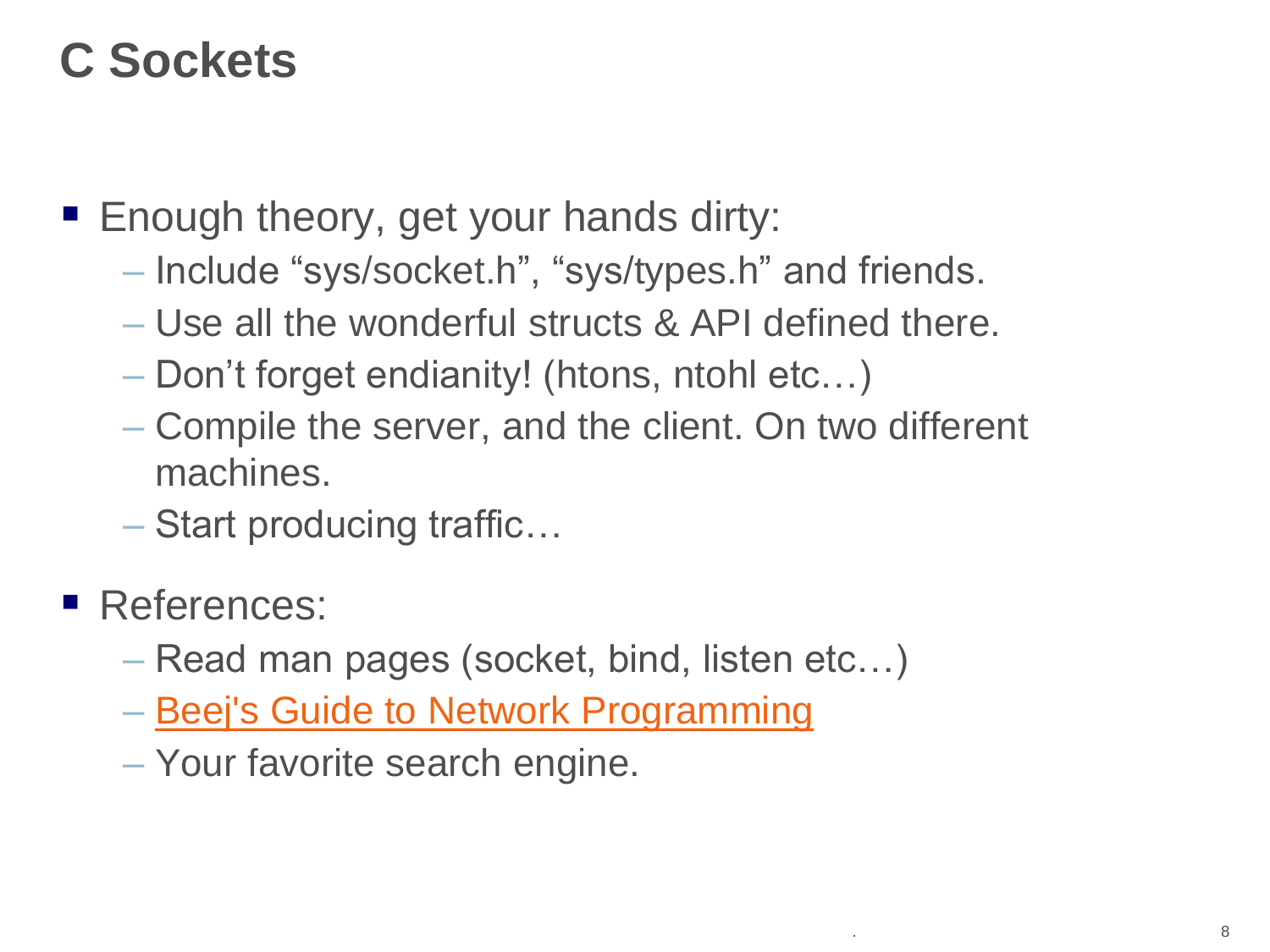# C Sockets

- Enough theory, get your hands dirty:
  - Include "sys/socket.h", "sys/types.h" and friends.
  - Use all the wonderful structs & API defined there.
  - Don't forget endianity! (htons, ntohl etc…)
  - Compile the server, and the client. On two different machines.
  - Start producing traffic…

- References:
  - Read man pages (socket, bind, listen etc…)
  - Beej's Guide to Network Programming
  - Your favorite search engine.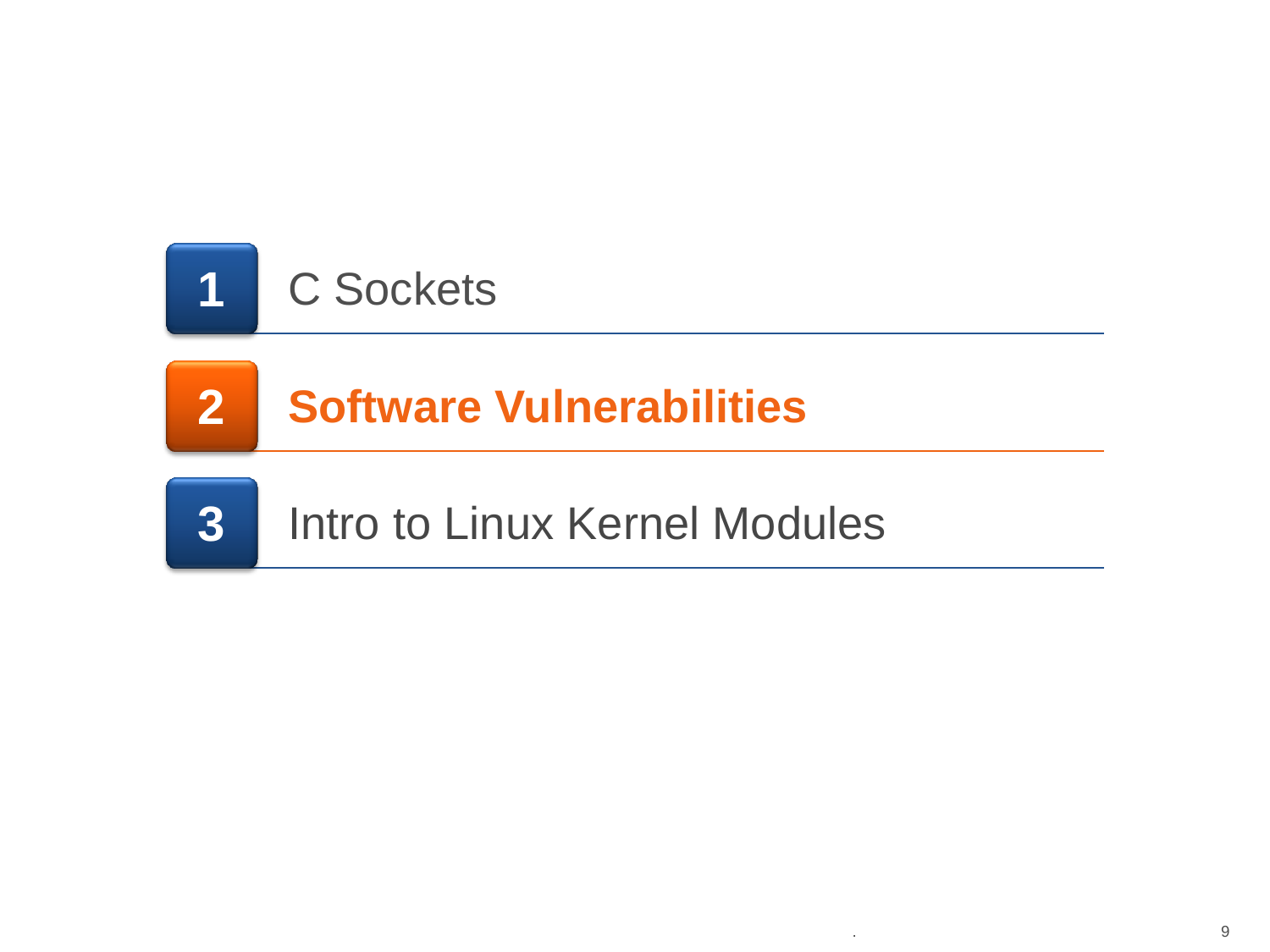1. C Sockets
2. **Software Vulnerabilities**
3. Intro to Linux Kernel Modules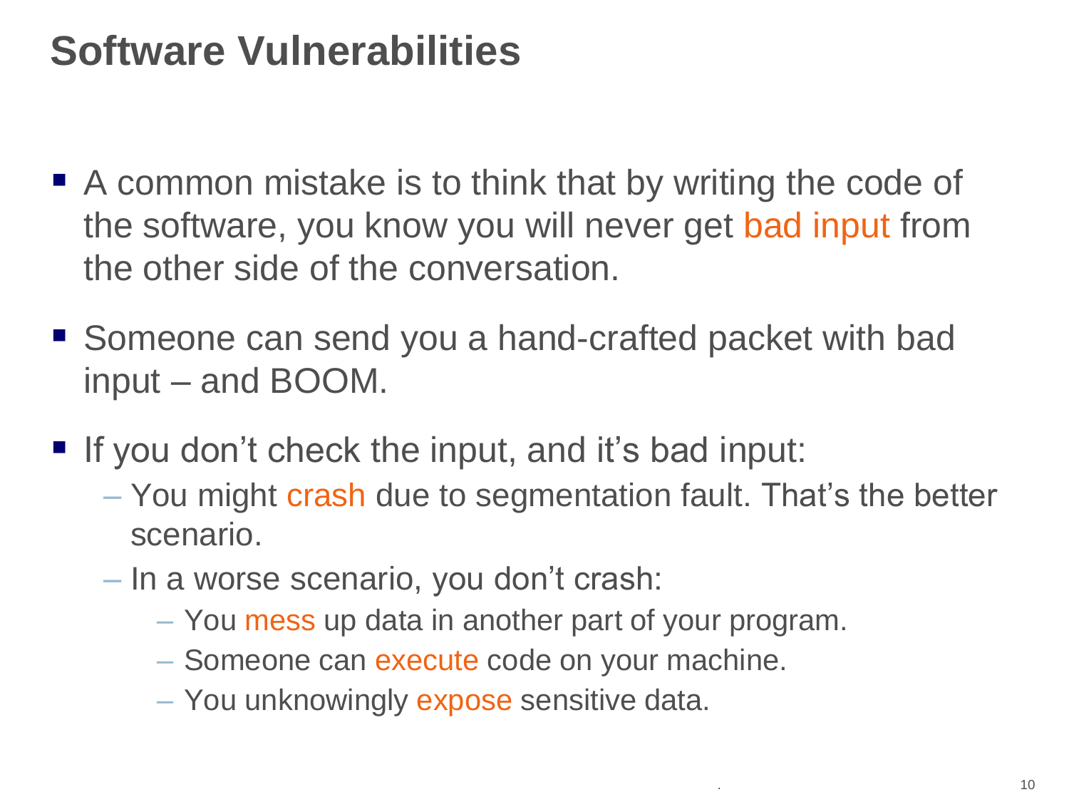# Software Vulnerabilities

- A common mistake is to think that by writing the code of the software, you know you will never get bad input from the other side of the conversation.
- Someone can send you a hand-crafted packet with bad input – and BOOM.
- If you don't check the input, and it's bad input:
  - You might crash due to segmentation fault. That's the better scenario.
  - In a worse scenario, you don't crash:
    - You mess up data in another part of your program.
    - Someone can execute code on your machine.
    - You unknowingly expose sensitive data.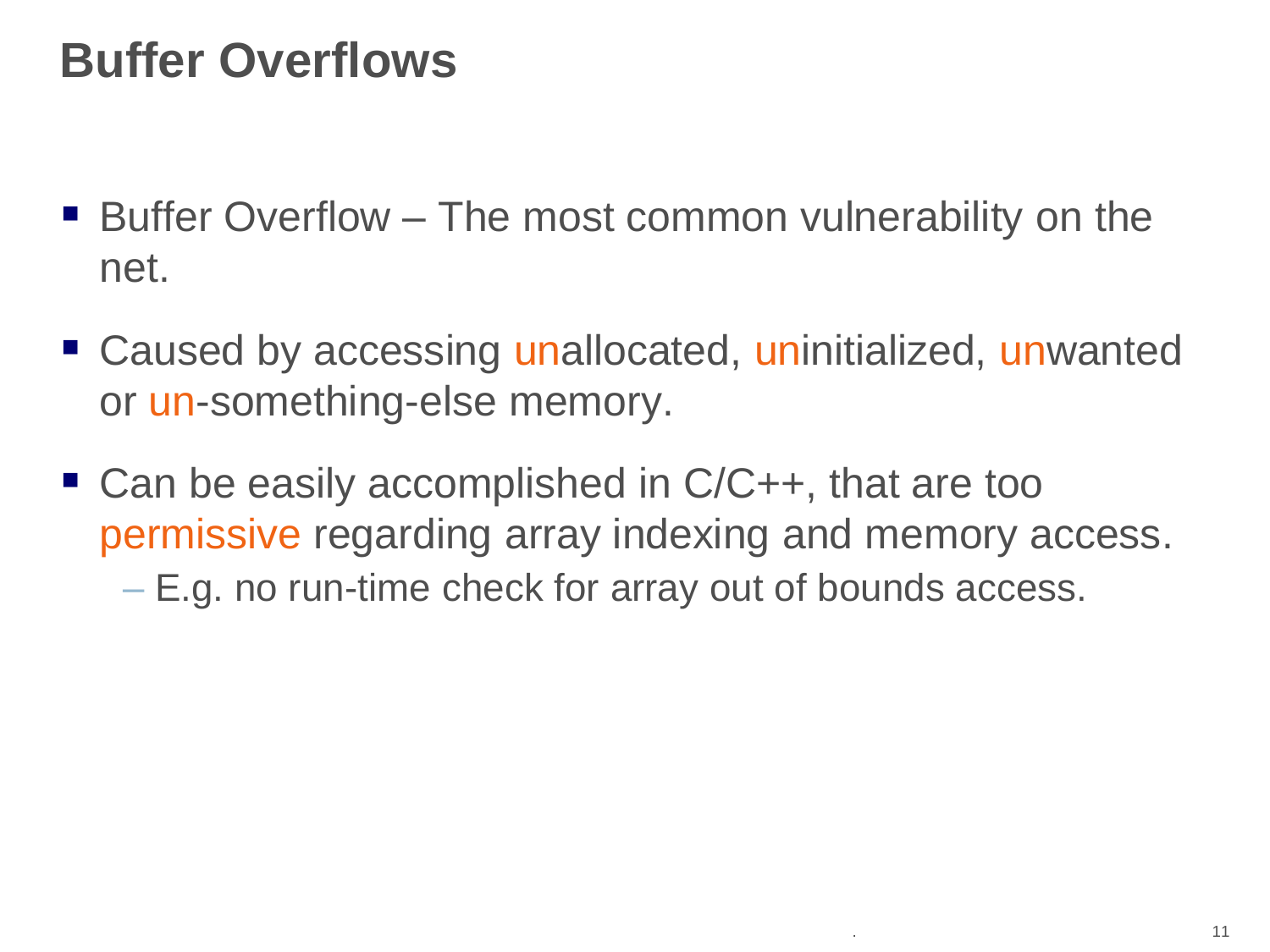# Buffer Overflows

- Buffer Overflow – The most common vulnerability on the net.
- Caused by accessing unallocated, uninitialized, unwanted or un-something-else memory.
- Can be easily accomplished in C/C++, that are too permissive regarding array indexing and memory access.
  - E.g. no run-time check for array out of bounds access.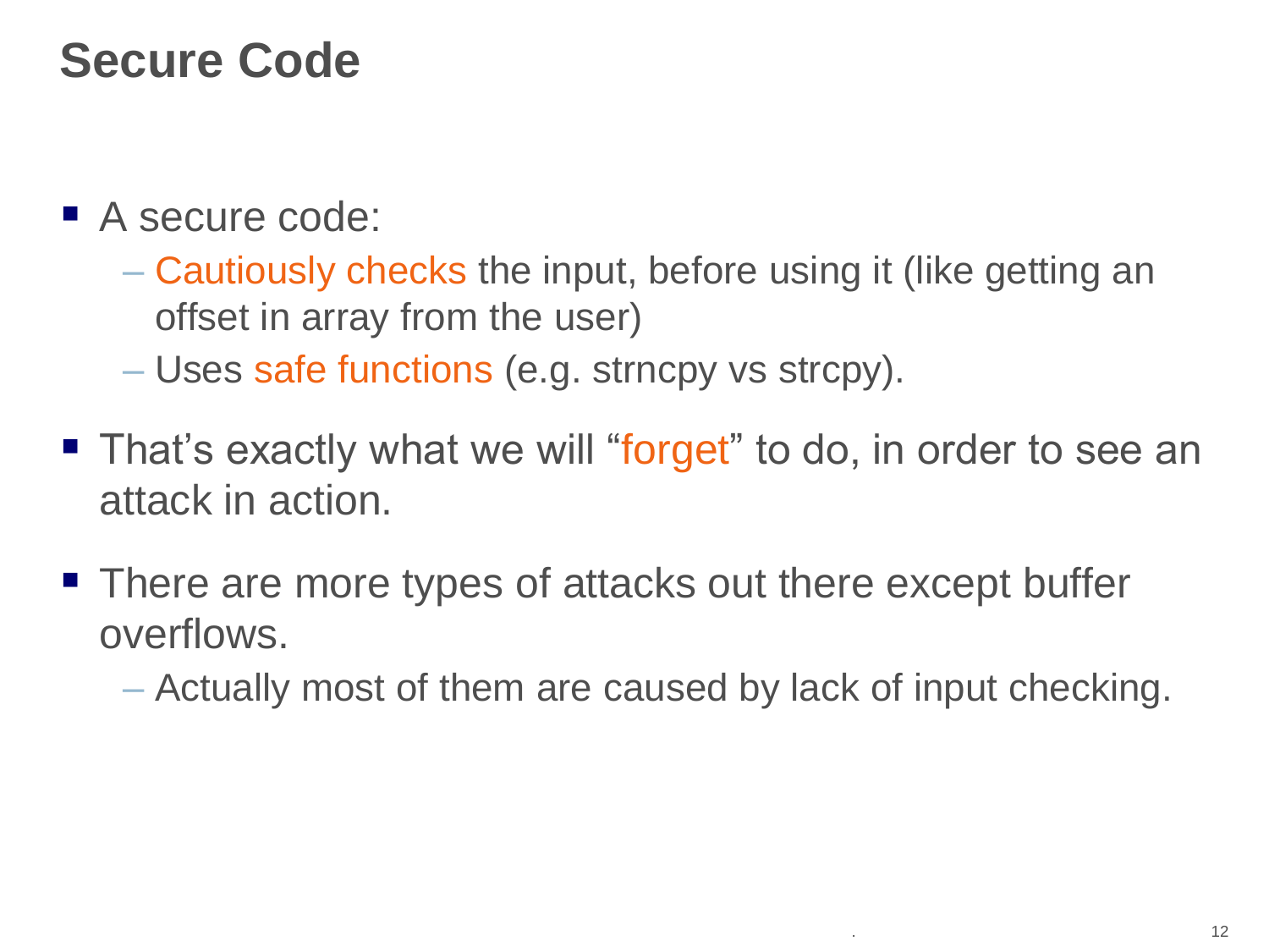# Secure Code

- A secure code:
  - Cautiously checks the input, before using it (like getting an offset in array from the user)
  - Uses safe functions (e.g. strncpy vs strcpy).
- That's exactly what we will "forget" to do, in order to see an attack in action.
- There are more types of attacks out there except buffer overflows.
  - Actually most of them are caused by lack of input checking.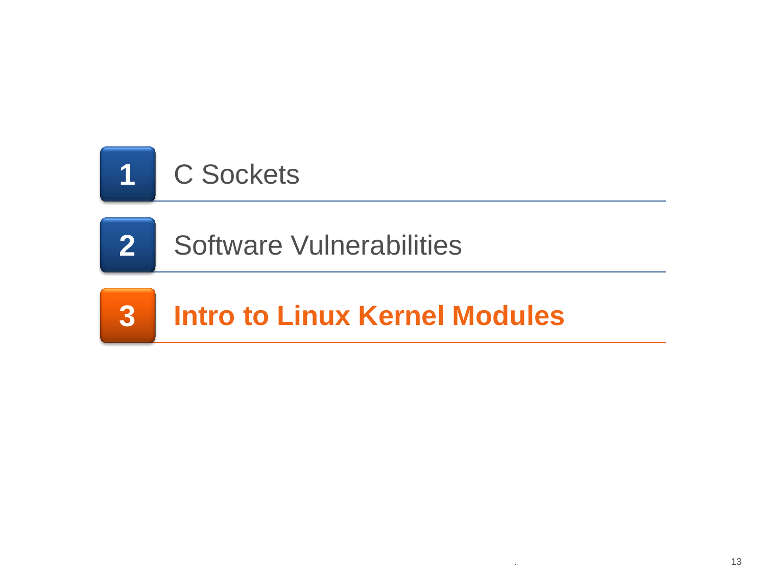1. C Sockets
2. Software Vulnerabilities
3. **Intro to Linux Kernel Modules**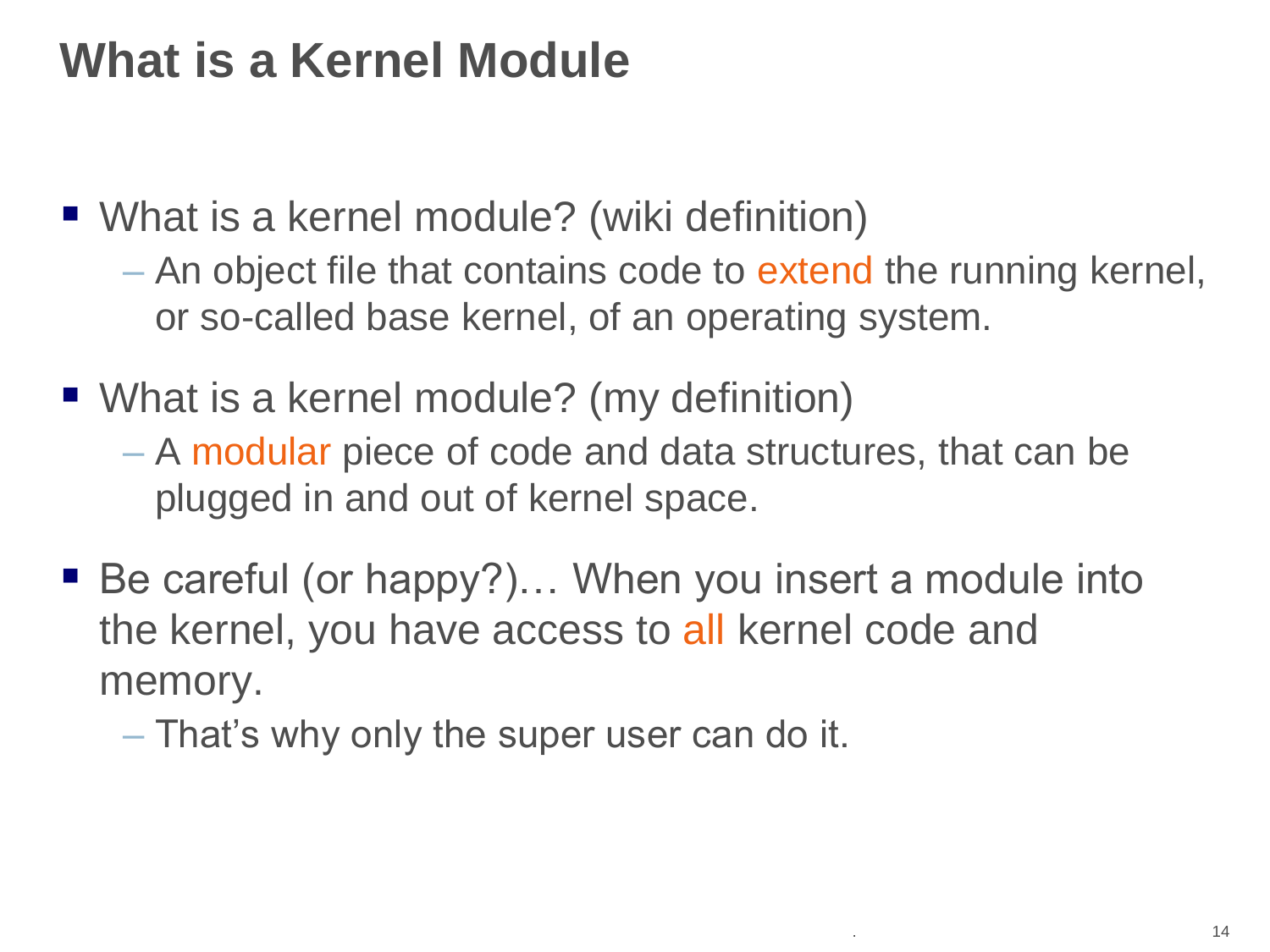# What is a Kernel Module

- What is a kernel module? (wiki definition)
  - An object file that contains code to extend the running kernel, or so-called base kernel, of an operating system.
- What is a kernel module? (my definition)
  - A modular piece of code and data structures, that can be plugged in and out of kernel space.
- Be careful (or happy?)… When you insert a module into the kernel, you have access to all kernel code and memory.
  - That’s why only the super user can do it.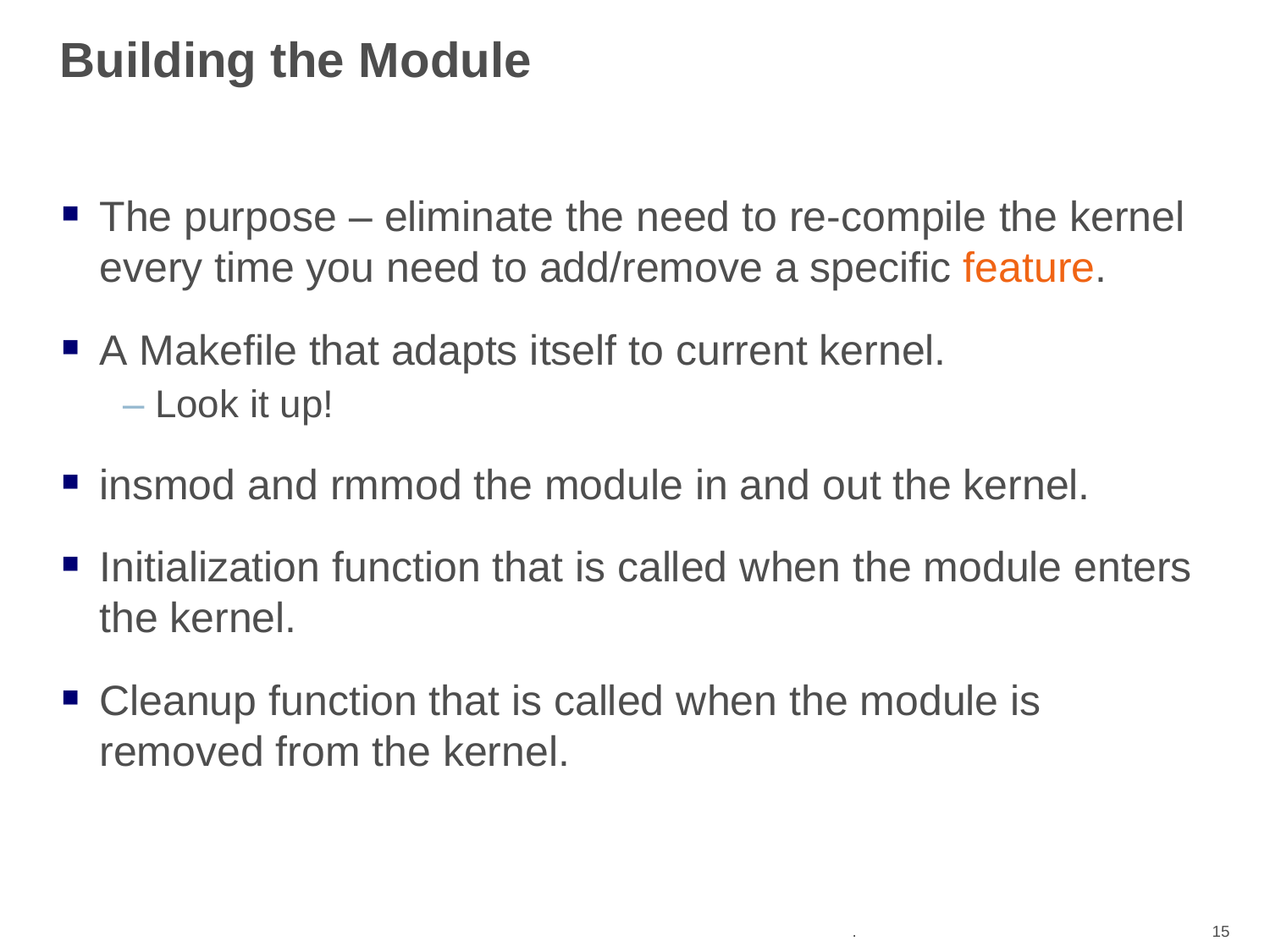# Building the Module

- The purpose – eliminate the need to re-compile the kernel every time you need to add/remove a specific feature.
- A Makefile that adapts itself to current kernel.
  - Look it up!
- insmod and rmmod the module in and out the kernel.
- Initialization function that is called when the module enters the kernel.
- Cleanup function that is called when the module is removed from the kernel.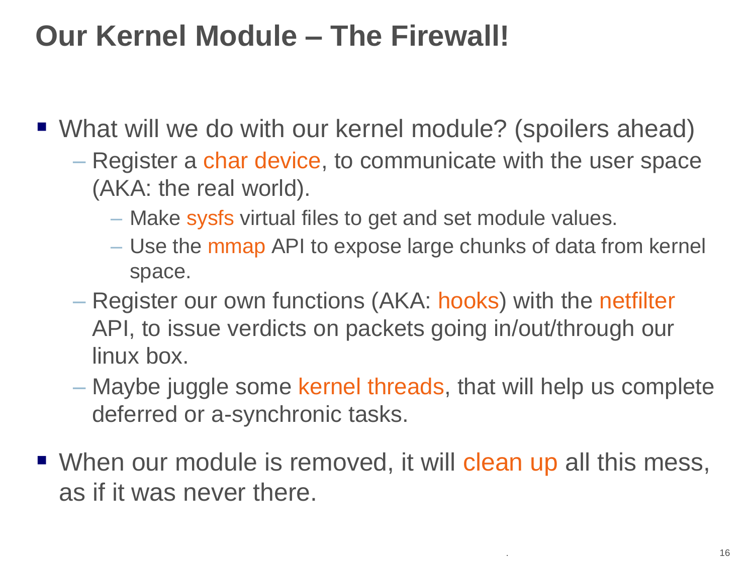# Our Kernel Module – The Firewall!

- What will we do with our kernel module? (spoilers ahead)
  - Register a char device, to communicate with the user space (AKA: the real world).
    - Make sysfs virtual files to get and set module values.
    - Use the mmap API to expose large chunks of data from kernel space.
  - Register our own functions (AKA: hooks) with the netfilter API, to issue verdicts on packets going in/out/through our linux box.
  - Maybe juggle some kernel threads, that will help us complete deferred or a-synchronic tasks.
- When our module is removed, it will clean up all this mess, as if it was never there.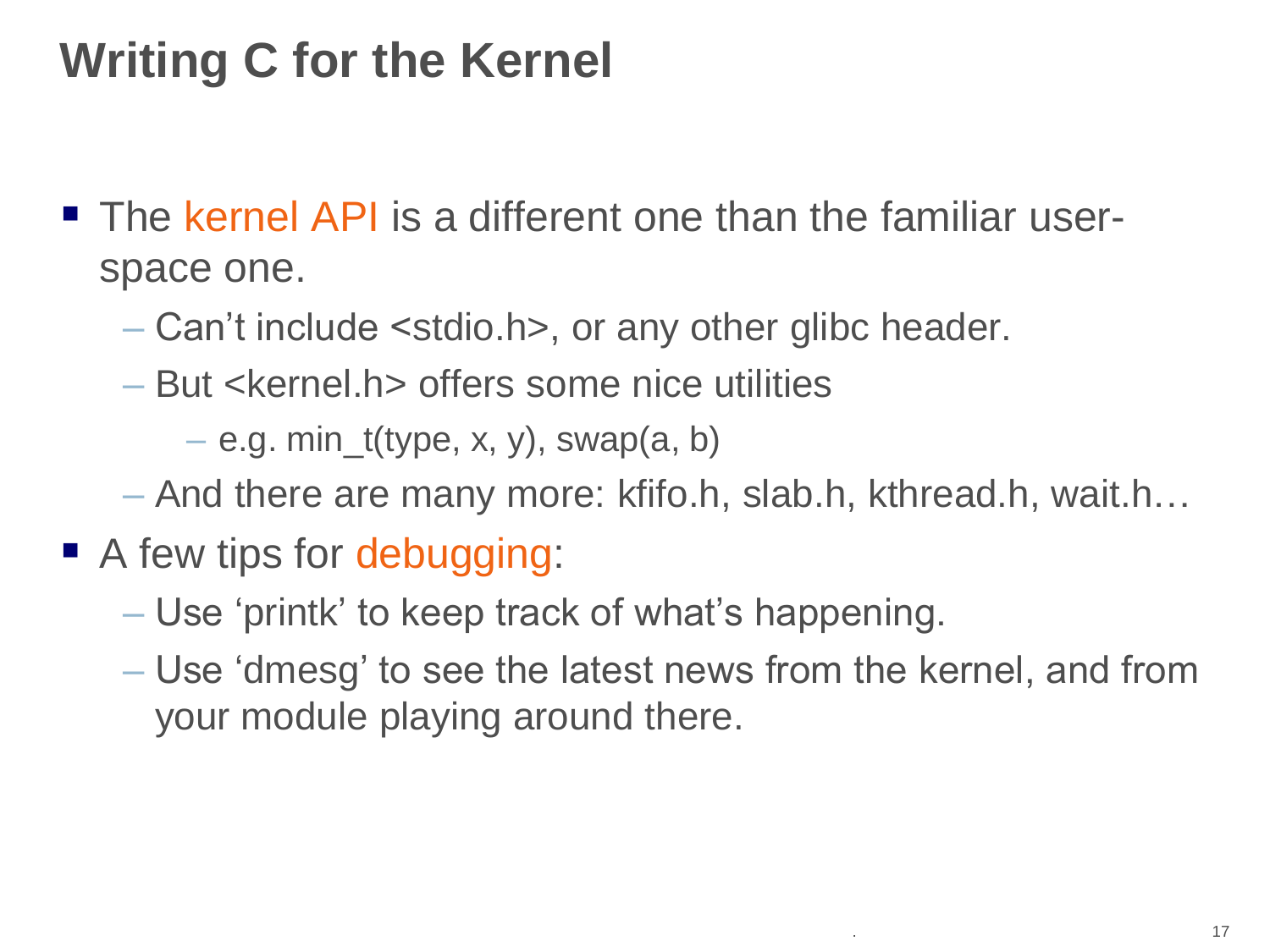# Writing C for the Kernel

- The kernel API is a different one than the familiar user-space one.
  - Can't include <stdio.h>, or any other glibc header.
  - But <kernel.h> offers some nice utilities
    - e.g. min_t(type, x, y), swap(a, b)
  - And there are many more: kfifo.h, slab.h, kthread.h, wait.h…
- A few tips for debugging:
  - Use 'printk' to keep track of what's happening.
  - Use 'dmesg' to see the latest news from the kernel, and from your module playing around there.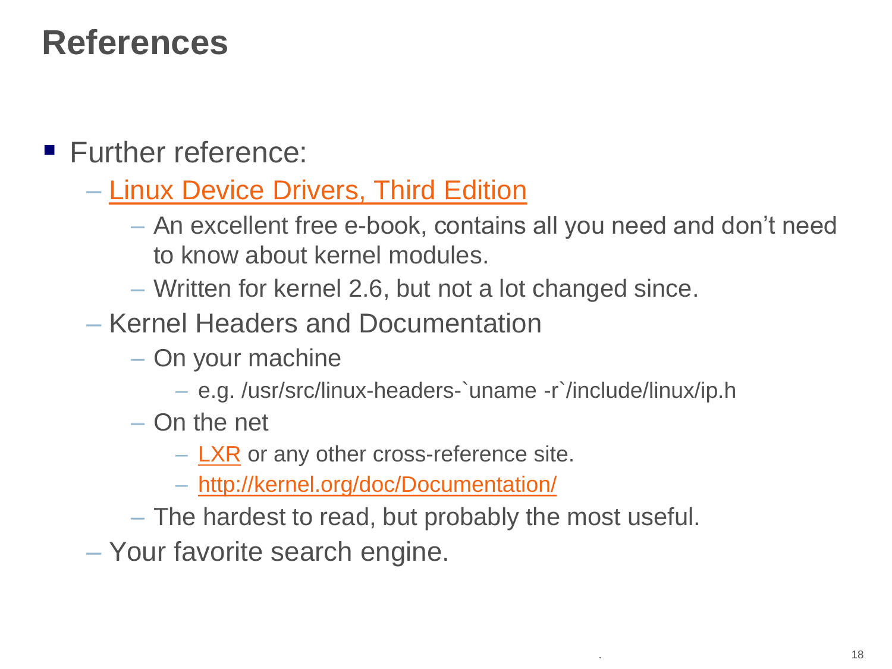# References

- Further reference:
  - Linux Device Drivers, Third Edition
    - An excellent free e-book, contains all you need and don't need to know about kernel modules.
    - Written for kernel 2.6, but not a lot changed since.
  - Kernel Headers and Documentation
    - On your machine
      - e.g. /usr/src/linux-headers-`uname -r`/include/linux/ip.h
    - On the net
      - LXR or any other cross-reference site.
      - http://kernel.org/doc/Documentation/
    - The hardest to read, but probably the most useful.
  - Your favorite search engine.